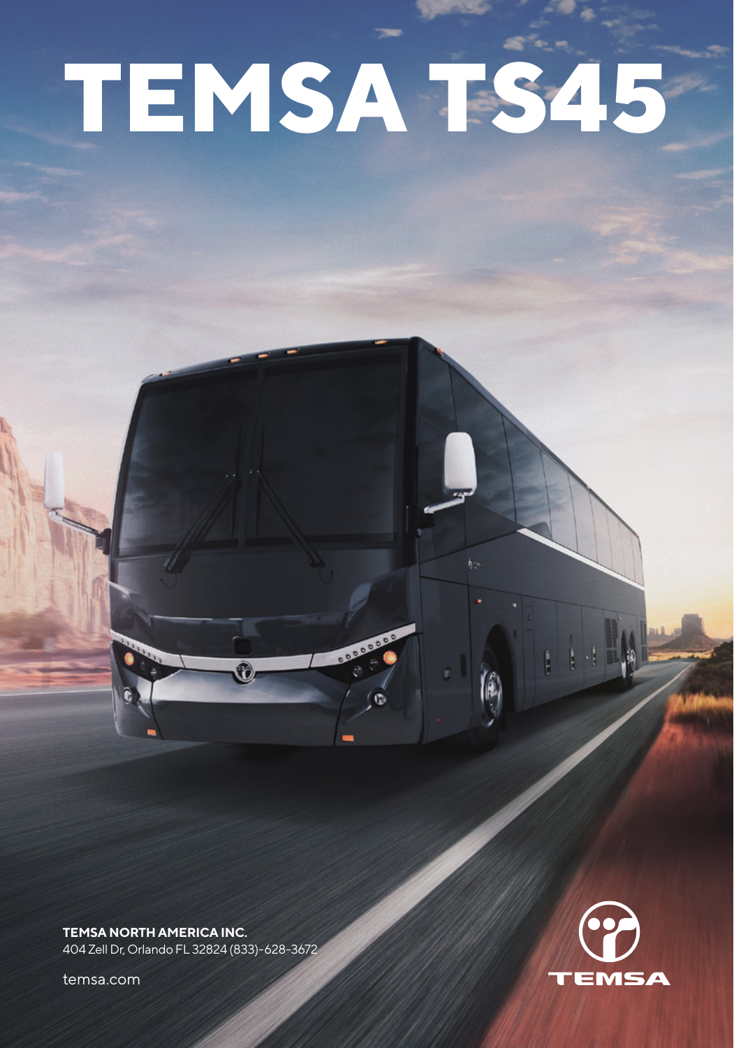# TEMSA TS45

**TEMSA NORTH AMERICA INC.**
404 Zell Dr, Orlando FL 32824 (833)-628-3672

temsa.com

TEMSA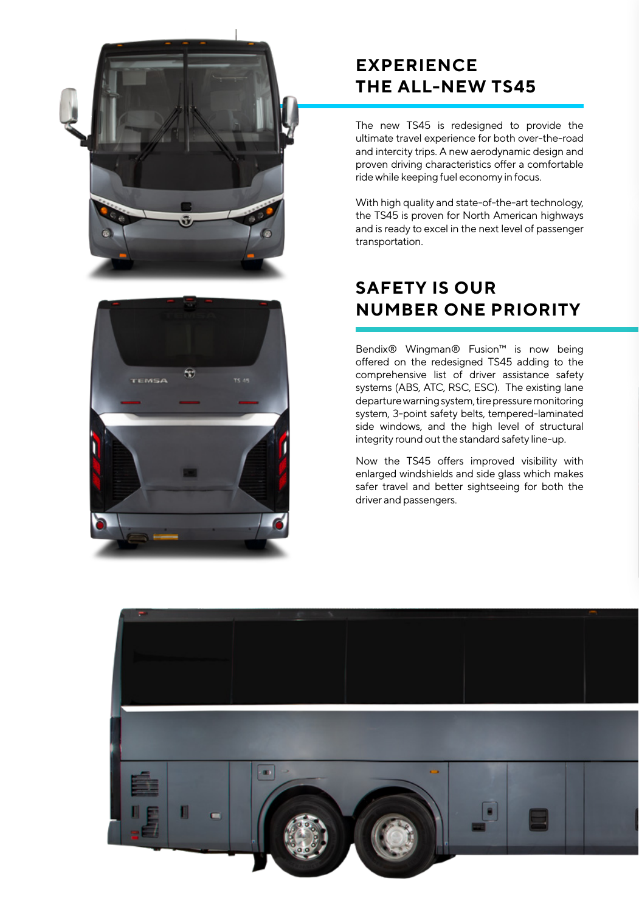## EXPERIENCE THE ALL-NEW TS45

The new TS45 is redesigned to provide the ultimate travel experience for both over-the-road and intercity trips. A new aerodynamic design and proven driving characteristics offer a comfortable ride while keeping fuel economy in focus.

With high quality and state-of-the-art technology, the TS45 is proven for North American highways and is ready to excel in the next level of passenger transportation.

## SAFETY IS OUR NUMBER ONE PRIORITY

Bendix® Wingman® Fusion™ is now being offered on the redesigned TS45 adding to the comprehensive list of driver assistance safety systems (ABS, ATC, RSC, ESC). The existing lane departure warning system, tire pressure monitoring system, 3-point safety belts, tempered-laminated side windows, and the high level of structural integrity round out the standard safety line-up.

Now the TS45 offers improved visibility with enlarged windshields and side glass which makes safer travel and better sightseeing for both the driver and passengers.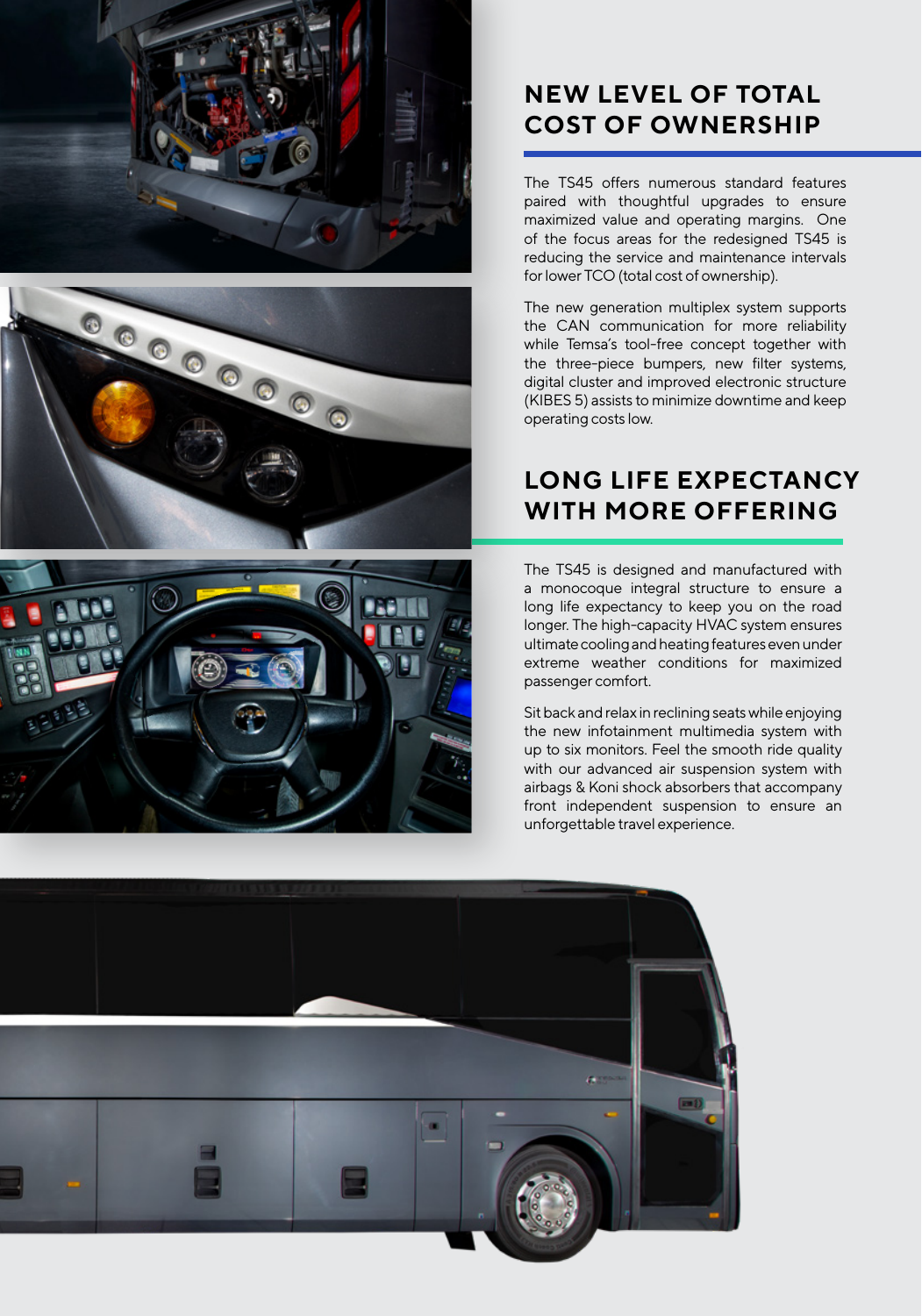## NEW LEVEL OF TOTAL COST OF OWNERSHIP

The TS45 offers numerous standard features paired with thoughtful upgrades to ensure maximized value and operating margins. One of the focus areas for the redesigned TS45 is reducing the service and maintenance intervals for lower TCO (total cost of ownership).

The new generation multiplex system supports the CAN communication for more reliability while Temsa's tool-free concept together with the three-piece bumpers, new filter systems, digital cluster and improved electronic structure (KIBES 5) assists to minimize downtime and keep operating costs low.

## LONG LIFE EXPECTANCY WITH MORE OFFERING

The TS45 is designed and manufactured with a monocoque integral structure to ensure a long life expectancy to keep you on the road longer. The high-capacity HVAC system ensures ultimate cooling and heating features even under extreme weather conditions for maximized passenger comfort.

Sit back and relax in reclining seats while enjoying the new infotainment multimedia system with up to six monitors. Feel the smooth ride quality with our advanced air suspension system with airbags & Koni shock absorbers that accompany front independent suspension to ensure an unforgettable travel experience.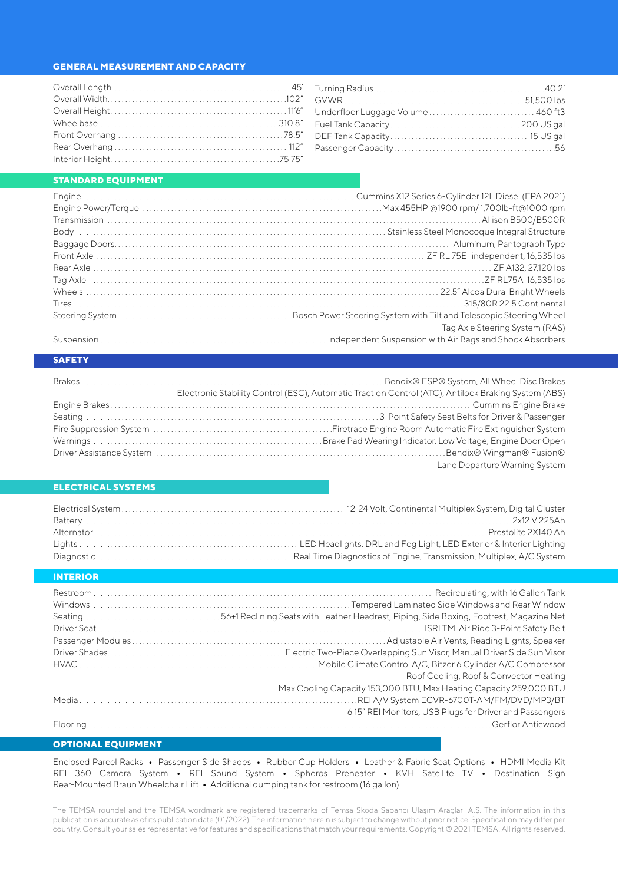## GENERAL MEASUREMENT AND CAPACITY

| | |
|---|---|
| Overall Length | 45' |
| Overall Width | 102" |
| Overall Height | 11'6" |
| Wheelbase | 310.8" |
| Front Overhang | 78.5" |
| Rear Overhang | 112" |
| Interior Height | 75.75" |
| Turning Radius | 40.2' |
| GVWR | 51,500 lbs |
| Underfloor Luggage Volume | 460 ft3 |
| Fuel Tank Capacity | 200 US gal |
| DEF Tank Capacity | 15 US gal |
| Passenger Capacity | 56 |

## STANDARD EQUIPMENT

| | |
|---|---|
| Engine | Cummins X12 Series 6-Cylinder 12L Diesel (EPA 2021) |
| Engine Power/Torque | Max 455HP @1900 rpm/ 1,700lb-ft@1000 rpm |
| Transmission | Allison B500/B500R |
| Body | Stainless Steel Monocoque Integral Structure |
| Baggage Doors | Aluminum, Pantograph Type |
| Front Axle | ZF RL 75E- independent, 16,535 lbs |
| Rear Axle | ZF A132, 27,120 lbs |
| Tag Axle | ZF RL75A 16,535 lbs |
| Wheels | 22.5" Alcoa Dura-Bright Wheels |
| Tires | 315/80R 22.5 Continental |
| Steering System | Bosch Power Steering System with Tilt and Telescopic Steering Wheel<br>Tag Axle Steering System (RAS) |
| Suspension | Independent Suspension with Air Bags and Shock Absorbers |

## SAFETY

| | |
|---|---|
| Brakes | Bendix® ESP® System, All Wheel Disc Brakes<br>Electronic Stability Control (ESC), Automatic Traction Control (ATC), Antilock Braking System (ABS) |
| Engine Brakes | Cummins Engine Brake |
| Seating | 3-Point Safety Seat Belts for Driver & Passenger |
| Fire Suppression System | Firetrace Engine Room Automatic Fire Extinguisher System |
| Warnings | Brake Pad Wearing Indicator, Low Voltage, Engine Door Open |
| Driver Assistance System | Bendix® Wingman® Fusion®<br>Lane Departure Warning System |

## ELECTRICAL SYSTEMS

| | |
|---|---|
| Electrical System | 12-24 Volt, Continental Multiplex System, Digital Cluster |
| Battery | 2x12 V 225Ah |
| Alternator | Prestolite 2X140 Ah |
| Lights | LED Headlights, DRL and Fog Light, LED Exterior & Interior Lighting |
| Diagnostic | Real Time Diagnostics of Engine, Transmission, Multiplex, A/C System |

## INTERIOR

| | |
|---|---|
| Restroom | Recirculating, with 16 Gallon Tank |
| Windows | Tempered Laminated Side Windows and Rear Window |
| Seating | 56+1 Reclining Seats with Leather Headrest, Piping, Side Boxing, Footrest, Magazine Net |
| Driver Seat | ISRI TM Air Ride 3-Point Safety Belt |
| Passenger Modules | Adjustable Air Vents, Reading Lights, Speaker |
| Driver Shades | Electric Two-Piece Overlapping Sun Visor, Manual Driver Side Sun Visor |
| HVAC | Mobile Climate Control A/C, Bitzer 6 Cylinder A/C Compressor<br>Roof Cooling, Roof & Convector Heating<br>Max Cooling Capacity 153,000 BTU, Max Heating Capacity 259,000 BTU |
| Media | REI A/V System ECVR-6700T-AM/FM/DVD/MP3/BT<br>6 15" REI Monitors, USB Plugs for Driver and Passengers |
| Flooring | Gerflor Anticwood |

## OPTIONAL EQUIPMENT

Enclosed Parcel Racks • Passenger Side Shades • Rubber Cup Holders • Leather & Fabric Seat Options • HDMI Media Kit REI 360 Camera System • REI Sound System • Spheros Preheater • KVH Satellite TV • Destination Sign Rear-Mounted Braun Wheelchair Lift • Additional dumping tank for restroom (16 gallon)

The TEMSA roundel and the TEMSA wordmark are registered trademarks of Temsa Skoda Sabancı Ulaşım Araçları A.Ş. The information in this publication is accurate as of its publication date (01/2022). The information herein is subject to change without prior notice. Specification may differ per country. Consult your sales representative for features and specifications that match your requirements. Copyright © 2021 TEMSA. All rights reserved.